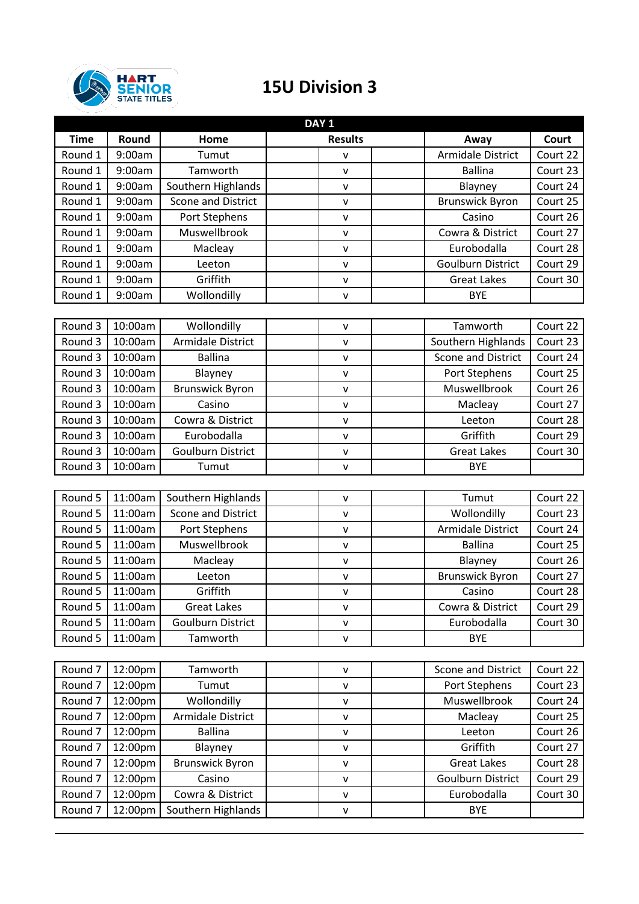# 15U Division 3

| DAY 1 | | | | | | | |
|---|---|---|---|---|---|---|---|
| Time | Round | Home | Results | | | Away | Court |
| Round 1 | 9:00am | Tumut | | v | | Armidale District | Court 22 |
| Round 1 | 9:00am | Tamworth | | v | | Ballina | Court 23 |
| Round 1 | 9:00am | Southern Highlands | | v | | Blayney | Court 24 |
| Round 1 | 9:00am | Scone and District | | v | | Brunswick Byron | Court 25 |
| Round 1 | 9:00am | Port Stephens | | v | | Casino | Court 26 |
| Round 1 | 9:00am | Muswellbrook | | v | | Cowra & District | Court 27 |
| Round 1 | 9:00am | Macleay | | v | | Eurobodalla | Court 28 |
| Round 1 | 9:00am | Leeton | | v | | Goulburn District | Court 29 |
| Round 1 | 9:00am | Griffith | | v | | Great Lakes | Court 30 |
| Round 1 | 9:00am | Wollondilly | | v | | BYE | |
| Round 3 | 10:00am | Wollondilly | | v | | Tamworth | Court 22 |
| Round 3 | 10:00am | Armidale District | | v | | Southern Highlands | Court 23 |
| Round 3 | 10:00am | Ballina | | v | | Scone and District | Court 24 |
| Round 3 | 10:00am | Blayney | | v | | Port Stephens | Court 25 |
| Round 3 | 10:00am | Brunswick Byron | | v | | Muswellbrook | Court 26 |
| Round 3 | 10:00am | Casino | | v | | Macleay | Court 27 |
| Round 3 | 10:00am | Cowra & District | | v | | Leeton | Court 28 |
| Round 3 | 10:00am | Eurobodalla | | v | | Griffith | Court 29 |
| Round 3 | 10:00am | Goulburn District | | v | | Great Lakes | Court 30 |
| Round 3 | 10:00am | Tumut | | v | | BYE | |
| Round 5 | 11:00am | Southern Highlands | | v | | Tumut | Court 22 |
| Round 5 | 11:00am | Scone and District | | v | | Wollondilly | Court 23 |
| Round 5 | 11:00am | Port Stephens | | v | | Armidale District | Court 24 |
| Round 5 | 11:00am | Muswellbrook | | v | | Ballina | Court 25 |
| Round 5 | 11:00am | Macleay | | v | | Blayney | Court 26 |
| Round 5 | 11:00am | Leeton | | v | | Brunswick Byron | Court 27 |
| Round 5 | 11:00am | Griffith | | v | | Casino | Court 28 |
| Round 5 | 11:00am | Great Lakes | | v | | Cowra & District | Court 29 |
| Round 5 | 11:00am | Goulburn District | | v | | Eurobodalla | Court 30 |
| Round 5 | 11:00am | Tamworth | | v | | BYE | |
| Round 7 | 12:00pm | Tamworth | | v | | Scone and District | Court 22 |
| Round 7 | 12:00pm | Tumut | | v | | Port Stephens | Court 23 |
| Round 7 | 12:00pm | Wollondilly | | v | | Muswellbrook | Court 24 |
| Round 7 | 12:00pm | Armidale District | | v | | Macleay | Court 25 |
| Round 7 | 12:00pm | Ballina | | v | | Leeton | Court 26 |
| Round 7 | 12:00pm | Blayney | | v | | Griffith | Court 27 |
| Round 7 | 12:00pm | Brunswick Byron | | v | | Great Lakes | Court 28 |
| Round 7 | 12:00pm | Casino | | v | | Goulburn District | Court 29 |
| Round 7 | 12:00pm | Cowra & District | | v | | Eurobodalla | Court 30 |
| Round 7 | 12:00pm | Southern Highlands | | v | | BYE | |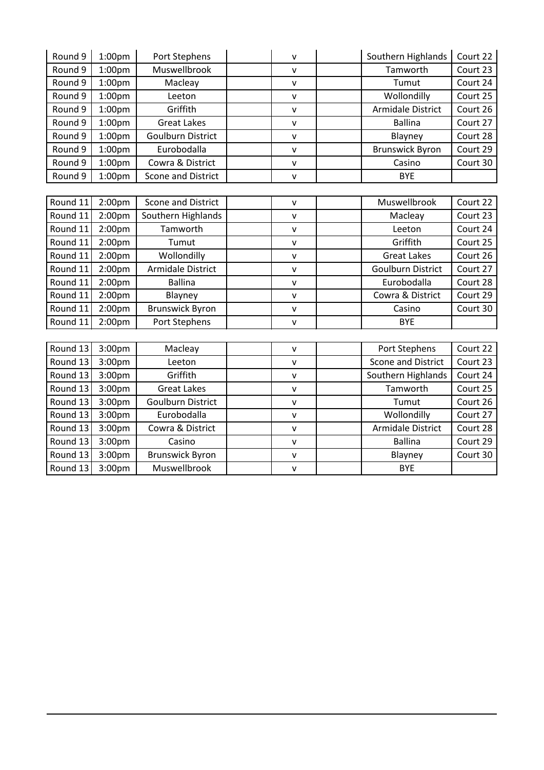| | | | | | | | |
|---|---|---|---|---|---|---|---|
| Round 9 | 1:00pm | Port Stephens | | v | | Southern Highlands | Court 22 |
| Round 9 | 1:00pm | Muswellbrook | | v | | Tamworth | Court 23 |
| Round 9 | 1:00pm | Macleay | | v | | Tumut | Court 24 |
| Round 9 | 1:00pm | Leeton | | v | | Wollondilly | Court 25 |
| Round 9 | 1:00pm | Griffith | | v | | Armidale District | Court 26 |
| Round 9 | 1:00pm | Great Lakes | | v | | Ballina | Court 27 |
| Round 9 | 1:00pm | Goulburn District | | v | | Blayney | Court 28 |
| Round 9 | 1:00pm | Eurobodalla | | v | | Brunswick Byron | Court 29 |
| Round 9 | 1:00pm | Cowra & District | | v | | Casino | Court 30 |
| Round 9 | 1:00pm | Scone and District | | v | | BYE | |

| | | | | | | | |
|---|---|---|---|---|---|---|---|
| Round 11 | 2:00pm | Scone and District | | v | | Muswellbrook | Court 22 |
| Round 11 | 2:00pm | Southern Highlands | | v | | Macleay | Court 23 |
| Round 11 | 2:00pm | Tamworth | | v | | Leeton | Court 24 |
| Round 11 | 2:00pm | Tumut | | v | | Griffith | Court 25 |
| Round 11 | 2:00pm | Wollondilly | | v | | Great Lakes | Court 26 |
| Round 11 | 2:00pm | Armidale District | | v | | Goulburn District | Court 27 |
| Round 11 | 2:00pm | Ballina | | v | | Eurobodalla | Court 28 |
| Round 11 | 2:00pm | Blayney | | v | | Cowra & District | Court 29 |
| Round 11 | 2:00pm | Brunswick Byron | | v | | Casino | Court 30 |
| Round 11 | 2:00pm | Port Stephens | | v | | BYE | |

| | | | | | | | |
|---|---|---|---|---|---|---|---|
| Round 13 | 3:00pm | Macleay | | v | | Port Stephens | Court 22 |
| Round 13 | 3:00pm | Leeton | | v | | Scone and District | Court 23 |
| Round 13 | 3:00pm | Griffith | | v | | Southern Highlands | Court 24 |
| Round 13 | 3:00pm | Great Lakes | | v | | Tamworth | Court 25 |
| Round 13 | 3:00pm | Goulburn District | | v | | Tumut | Court 26 |
| Round 13 | 3:00pm | Eurobodalla | | v | | Wollondilly | Court 27 |
| Round 13 | 3:00pm | Cowra & District | | v | | Armidale District | Court 28 |
| Round 13 | 3:00pm | Casino | | v | | Ballina | Court 29 |
| Round 13 | 3:00pm | Brunswick Byron | | v | | Blayney | Court 30 |
| Round 13 | 3:00pm | Muswellbrook | | v | | BYE | |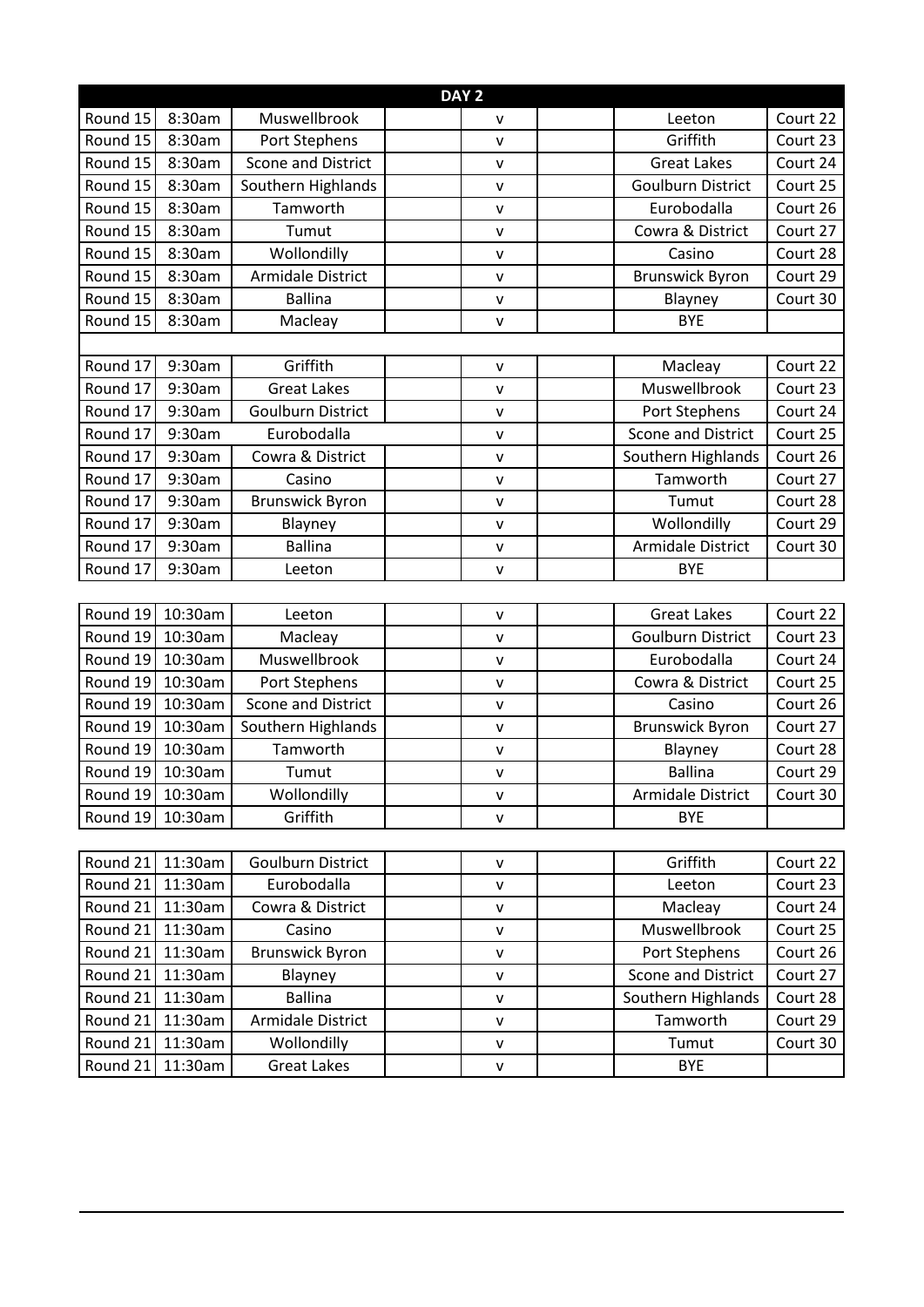| DAY 2 | | | | | | | |
|---|---|---|---|---|---|---|---|
| Round 15 | 8:30am | Muswellbrook | | v | | Leeton | Court 22 |
| Round 15 | 8:30am | Port Stephens | | v | | Griffith | Court 23 |
| Round 15 | 8:30am | Scone and District | | v | | Great Lakes | Court 24 |
| Round 15 | 8:30am | Southern Highlands | | v | | Goulburn District | Court 25 |
| Round 15 | 8:30am | Tamworth | | v | | Eurobodalla | Court 26 |
| Round 15 | 8:30am | Tumut | | v | | Cowra & District | Court 27 |
| Round 15 | 8:30am | Wollondilly | | v | | Casino | Court 28 |
| Round 15 | 8:30am | Armidale District | | v | | Brunswick Byron | Court 29 |
| Round 15 | 8:30am | Ballina | | v | | Blayney | Court 30 |
| Round 15 | 8:30am | Macleay | | v | | BYE | |
| | | | | | | | |
| Round 17 | 9:30am | Griffith | | v | | Macleay | Court 22 |
| Round 17 | 9:30am | Great Lakes | | v | | Muswellbrook | Court 23 |
| Round 17 | 9:30am | Goulburn District | | v | | Port Stephens | Court 24 |
| Round 17 | 9:30am | Eurobodalla | | v | | Scone and District | Court 25 |
| Round 17 | 9:30am | Cowra & District | | v | | Southern Highlands | Court 26 |
| Round 17 | 9:30am | Casino | | v | | Tamworth | Court 27 |
| Round 17 | 9:30am | Brunswick Byron | | v | | Tumut | Court 28 |
| Round 17 | 9:30am | Blayney | | v | | Wollondilly | Court 29 |
| Round 17 | 9:30am | Ballina | | v | | Armidale District | Court 30 |
| Round 17 | 9:30am | Leeton | | v | | BYE | |

| | | | | | | | |
|---|---|---|---|---|---|---|---|
| Round 19 | 10:30am | Leeton | | v | | Great Lakes | Court 22 |
| Round 19 | 10:30am | Macleay | | v | | Goulburn District | Court 23 |
| Round 19 | 10:30am | Muswellbrook | | v | | Eurobodalla | Court 24 |
| Round 19 | 10:30am | Port Stephens | | v | | Cowra & District | Court 25 |
| Round 19 | 10:30am | Scone and District | | v | | Casino | Court 26 |
| Round 19 | 10:30am | Southern Highlands | | v | | Brunswick Byron | Court 27 |
| Round 19 | 10:30am | Tamworth | | v | | Blayney | Court 28 |
| Round 19 | 10:30am | Tumut | | v | | Ballina | Court 29 |
| Round 19 | 10:30am | Wollondilly | | v | | Armidale District | Court 30 |
| Round 19 | 10:30am | Griffith | | v | | BYE | |

| | | | | | | | |
|---|---|---|---|---|---|---|---|
| Round 21 | 11:30am | Goulburn District | | v | | Griffith | Court 22 |
| Round 21 | 11:30am | Eurobodalla | | v | | Leeton | Court 23 |
| Round 21 | 11:30am | Cowra & District | | v | | Macleay | Court 24 |
| Round 21 | 11:30am | Casino | | v | | Muswellbrook | Court 25 |
| Round 21 | 11:30am | Brunswick Byron | | v | | Port Stephens | Court 26 |
| Round 21 | 11:30am | Blayney | | v | | Scone and District | Court 27 |
| Round 21 | 11:30am | Ballina | | v | | Southern Highlands | Court 28 |
| Round 21 | 11:30am | Armidale District | | v | | Tamworth | Court 29 |
| Round 21 | 11:30am | Wollondilly | | v | | Tumut | Court 30 |
| Round 21 | 11:30am | Great Lakes | | v | | BYE | |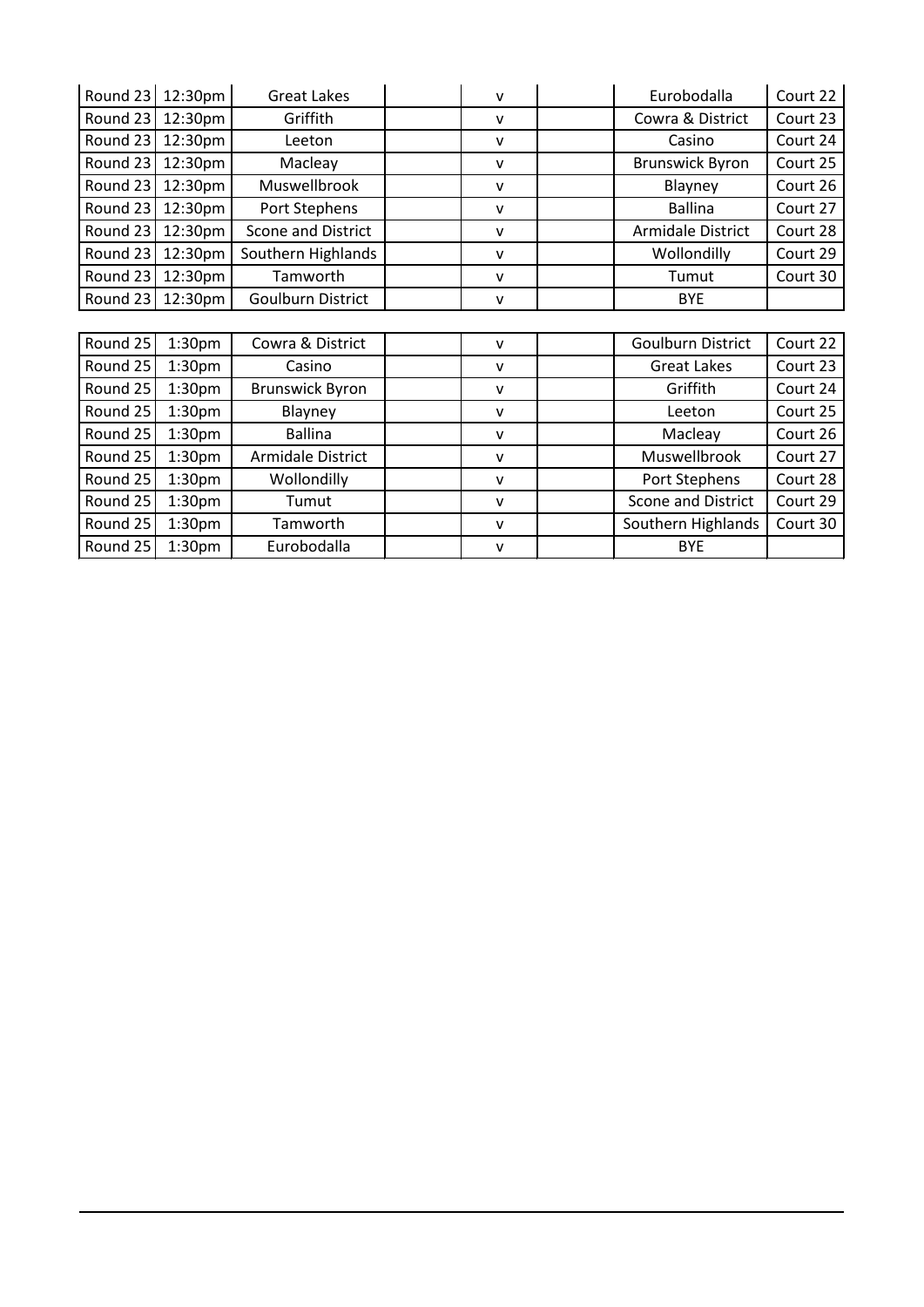| Round 23 | 12:30pm | Great Lakes | | v | | Eurobodalla | Court 22 |
|---|---|---|---|---|---|---|---|
| Round 23 | 12:30pm | Griffith | | v | | Cowra & District | Court 23 |
| Round 23 | 12:30pm | Leeton | | v | | Casino | Court 24 |
| Round 23 | 12:30pm | Macleay | | v | | Brunswick Byron | Court 25 |
| Round 23 | 12:30pm | Muswellbrook | | v | | Blayney | Court 26 |
| Round 23 | 12:30pm | Port Stephens | | v | | Ballina | Court 27 |
| Round 23 | 12:30pm | Scone and District | | v | | Armidale District | Court 28 |
| Round 23 | 12:30pm | Southern Highlands | | v | | Wollondilly | Court 29 |
| Round 23 | 12:30pm | Tamworth | | v | | Tumut | Court 30 |
| Round 23 | 12:30pm | Goulburn District | | v | | BYE | |

| Round 25 | 1:30pm | Cowra & District | | v | | Goulburn District | Court 22 |
|---|---|---|---|---|---|---|---|
| Round 25 | 1:30pm | Casino | | v | | Great Lakes | Court 23 |
| Round 25 | 1:30pm | Brunswick Byron | | v | | Griffith | Court 24 |
| Round 25 | 1:30pm | Blayney | | v | | Leeton | Court 25 |
| Round 25 | 1:30pm | Ballina | | v | | Macleay | Court 26 |
| Round 25 | 1:30pm | Armidale District | | v | | Muswellbrook | Court 27 |
| Round 25 | 1:30pm | Wollondilly | | v | | Port Stephens | Court 28 |
| Round 25 | 1:30pm | Tumut | | v | | Scone and District | Court 29 |
| Round 25 | 1:30pm | Tamworth | | v | | Southern Highlands | Court 30 |
| Round 25 | 1:30pm | Eurobodalla | | v | | BYE | |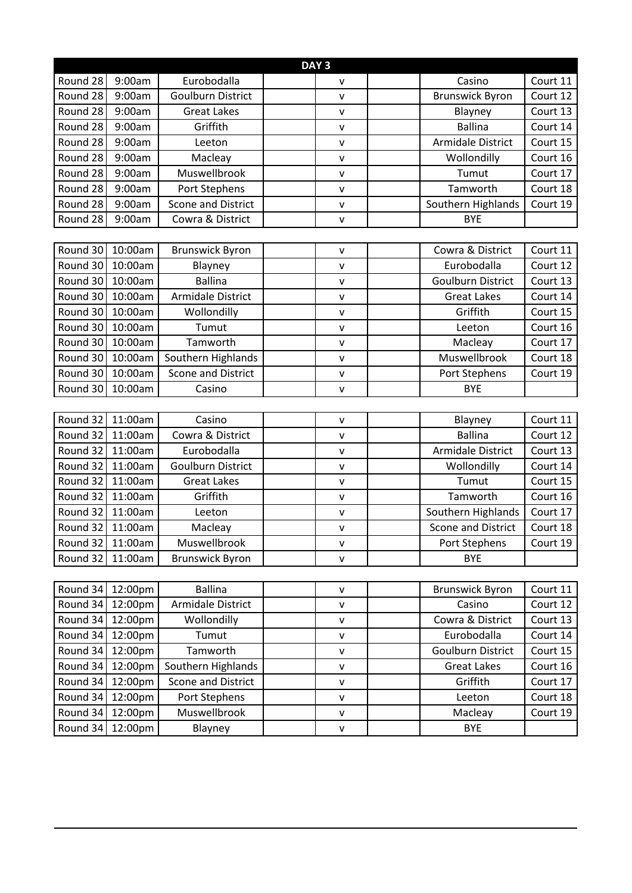## DAY 3

| Round | Time | Team | | | | Team | Court |
|---|---|---|---|---|---|---|---|
| Round 28 | 9:00am | Eurobodalla | | v | | Casino | Court 11 |
| Round 28 | 9:00am | Goulburn District | | v | | Brunswick Byron | Court 12 |
| Round 28 | 9:00am | Great Lakes | | v | | Blayney | Court 13 |
| Round 28 | 9:00am | Griffith | | v | | Ballina | Court 14 |
| Round 28 | 9:00am | Leeton | | v | | Armidale District | Court 15 |
| Round 28 | 9:00am | Macleay | | v | | Wollondilly | Court 16 |
| Round 28 | 9:00am | Muswellbrook | | v | | Tumut | Court 17 |
| Round 28 | 9:00am | Port Stephens | | v | | Tamworth | Court 18 |
| Round 28 | 9:00am | Scone and District | | v | | Southern Highlands | Court 19 |
| Round 28 | 9:00am | Cowra & District | | v | | BYE | |

| Round | Time | Team | | | | Team | Court |
|---|---|---|---|---|---|---|---|
| Round 30 | 10:00am | Brunswick Byron | | v | | Cowra & District | Court 11 |
| Round 30 | 10:00am | Blayney | | v | | Eurobodalla | Court 12 |
| Round 30 | 10:00am | Ballina | | v | | Goulburn District | Court 13 |
| Round 30 | 10:00am | Armidale District | | v | | Great Lakes | Court 14 |
| Round 30 | 10:00am | Wollondilly | | v | | Griffith | Court 15 |
| Round 30 | 10:00am | Tumut | | v | | Leeton | Court 16 |
| Round 30 | 10:00am | Tamworth | | v | | Macleay | Court 17 |
| Round 30 | 10:00am | Southern Highlands | | v | | Muswellbrook | Court 18 |
| Round 30 | 10:00am | Scone and District | | v | | Port Stephens | Court 19 |
| Round 30 | 10:00am | Casino | | v | | BYE | |

| Round | Time | Team | | | | Team | Court |
|---|---|---|---|---|---|---|---|
| Round 32 | 11:00am | Casino | | v | | Blayney | Court 11 |
| Round 32 | 11:00am | Cowra & District | | v | | Ballina | Court 12 |
| Round 32 | 11:00am | Eurobodalla | | v | | Armidale District | Court 13 |
| Round 32 | 11:00am | Goulburn District | | v | | Wollondilly | Court 14 |
| Round 32 | 11:00am | Great Lakes | | v | | Tumut | Court 15 |
| Round 32 | 11:00am | Griffith | | v | | Tamworth | Court 16 |
| Round 32 | 11:00am | Leeton | | v | | Southern Highlands | Court 17 |
| Round 32 | 11:00am | Macleay | | v | | Scone and District | Court 18 |
| Round 32 | 11:00am | Muswellbrook | | v | | Port Stephens | Court 19 |
| Round 32 | 11:00am | Brunswick Byron | | v | | BYE | |

| Round | Time | Team | | | | Team | Court |
|---|---|---|---|---|---|---|---|
| Round 34 | 12:00pm | Ballina | | v | | Brunswick Byron | Court 11 |
| Round 34 | 12:00pm | Armidale District | | v | | Casino | Court 12 |
| Round 34 | 12:00pm | Wollondilly | | v | | Cowra & District | Court 13 |
| Round 34 | 12:00pm | Tumut | | v | | Eurobodalla | Court 14 |
| Round 34 | 12:00pm | Tamworth | | v | | Goulburn District | Court 15 |
| Round 34 | 12:00pm | Southern Highlands | | v | | Great Lakes | Court 16 |
| Round 34 | 12:00pm | Scone and District | | v | | Griffith | Court 17 |
| Round 34 | 12:00pm | Port Stephens | | v | | Leeton | Court 18 |
| Round 34 | 12:00pm | Muswellbrook | | v | | Macleay | Court 19 |
| Round 34 | 12:00pm | Blayney | | v | | BYE | |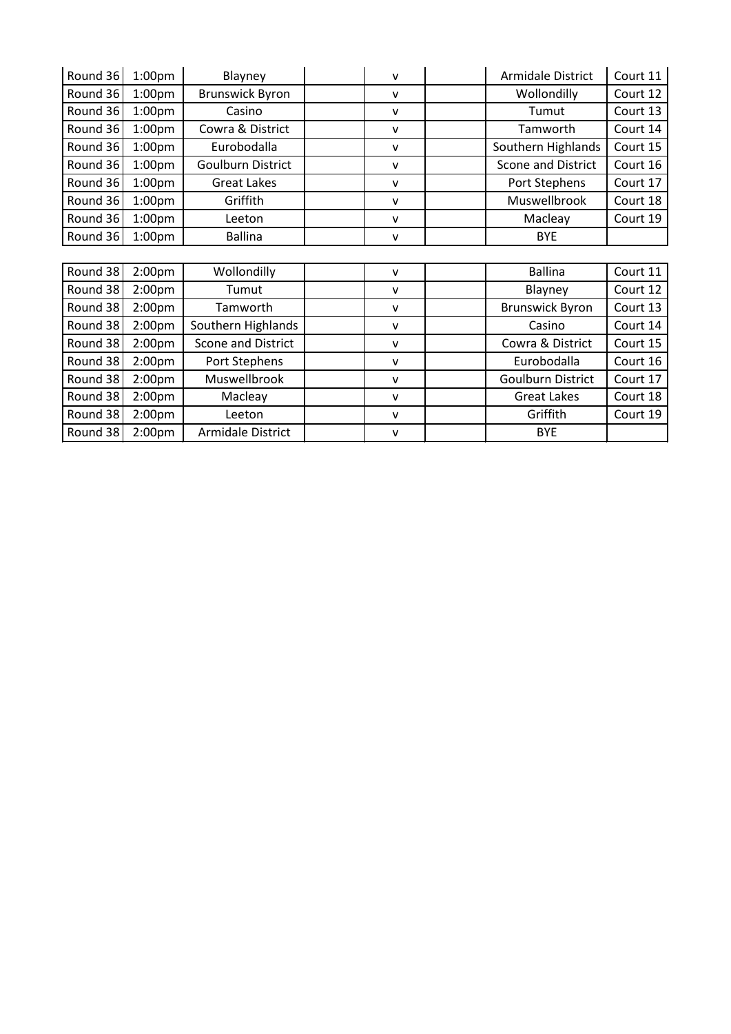| | | | | | | | |
|---|---|---|---|---|---|---|---|
| Round 36 | 1:00pm | Blayney | | v | | Armidale District | Court 11 |
| Round 36 | 1:00pm | Brunswick Byron | | v | | Wollondilly | Court 12 |
| Round 36 | 1:00pm | Casino | | v | | Tumut | Court 13 |
| Round 36 | 1:00pm | Cowra & District | | v | | Tamworth | Court 14 |
| Round 36 | 1:00pm | Eurobodalla | | v | | Southern Highlands | Court 15 |
| Round 36 | 1:00pm | Goulburn District | | v | | Scone and District | Court 16 |
| Round 36 | 1:00pm | Great Lakes | | v | | Port Stephens | Court 17 |
| Round 36 | 1:00pm | Griffith | | v | | Muswellbrook | Court 18 |
| Round 36 | 1:00pm | Leeton | | v | | Macleay | Court 19 |
| Round 36 | 1:00pm | Ballina | | v | | BYE | |

| | | | | | | | |
|---|---|---|---|---|---|---|---|
| Round 38 | 2:00pm | Wollondilly | | v | | Ballina | Court 11 |
| Round 38 | 2:00pm | Tumut | | v | | Blayney | Court 12 |
| Round 38 | 2:00pm | Tamworth | | v | | Brunswick Byron | Court 13 |
| Round 38 | 2:00pm | Southern Highlands | | v | | Casino | Court 14 |
| Round 38 | 2:00pm | Scone and District | | v | | Cowra & District | Court 15 |
| Round 38 | 2:00pm | Port Stephens | | v | | Eurobodalla | Court 16 |
| Round 38 | 2:00pm | Muswellbrook | | v | | Goulburn District | Court 17 |
| Round 38 | 2:00pm | Macleay | | v | | Great Lakes | Court 18 |
| Round 38 | 2:00pm | Leeton | | v | | Griffith | Court 19 |
| Round 38 | 2:00pm | Armidale District | | v | | BYE | |